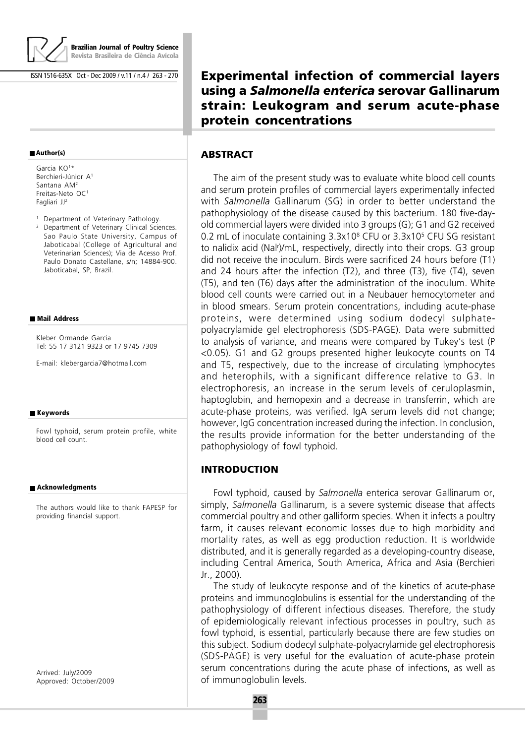Brazilian Journal of Poultry Science
Revista Brasileira de Ciência Avícola

ISSN 1516-635X Oct - Dec 2009 / v.11 / n.4 / 263 - 270

# Experimental infection of commercial layers using a *Salmonella enterica* serovar Gallinarum strain: Leukogram and serum acute-phase protein concentrations

## Author(s)

Garcia KO[1]*
Berchieri-Júnior A[1]
Santana AM[2]
Freitas-Neto OC[1]
Fagliari JJ[2]

[1] Department of Veterinary Pathology.
[2] Department of Veterinary Clinical Sciences. Sao Paulo State University, Campus of Jaboticabal (College of Agricultural and Veterinarian Sciences); Via de Acesso Prof. Paulo Donato Castellane, s/n; 14884-900. Jaboticabal, SP, Brazil.

## Mail Address

Kleber Ormande Garcia
Tel: 55 17 3121 9323 or 17 9745 7309

E-mail: klebergarcia7@hotmail.com

## Keywords

Fowl typhoid, serum protein profile, white blood cell count.

## Acknowledgments

The authors would like to thank FAPESP for providing financial support.

Arrived: July/2009
Approved: October/2009

## ABSTRACT

The aim of the present study was to evaluate white blood cell counts and serum protein profiles of commercial layers experimentally infected with *Salmonella* Gallinarum (SG) in order to better understand the pathophysiology of the disease caused by this bacterium. 180 five-day-old commercial layers were divided into 3 groups (G); G1 and G2 received 0.2 mL of inoculate containing $3.3x10^8$ CFU or $3.3x10^5$ CFU SG resistant to nalidix acid (Nal$^r$)/mL, respectively, directly into their crops. G3 group did not receive the inoculum. Birds were sacrificed 24 hours before (T1) and 24 hours after the infection (T2), and three (T3), five (T4), seven (T5), and ten (T6) days after the administration of the inoculum. White blood cell counts were carried out in a Neubauer hemocytometer and in blood smears. Serum protein concentrations, including acute-phase proteins, were determined using sodium dodecyl sulphate-polyacrylamide gel electrophoresis (SDS-PAGE). Data were submitted to analysis of variance, and means were compared by Tukey's test ($P < 0.05$). G1 and G2 groups presented higher leukocyte counts on T4 and T5, respectively, due to the increase of circulating lymphocytes and heterophils, with a significant difference relative to G3. In electrophoresis, an increase in the serum levels of ceruloplasmin, haptoglobin, and hemopexin and a decrease in transferrin, which are acute-phase proteins, was verified. IgA serum levels did not change; however, IgG concentration increased during the infection. In conclusion, the results provide information for the better understanding of the pathophysiology of fowl typhoid.

## INTRODUCTION

Fowl typhoid, caused by *Salmonella* enterica serovar Gallinarum or, simply, *Salmonella* Gallinarum, is a severe systemic disease that affects commercial poultry and other galliform species. When it infects a poultry farm, it causes relevant economic losses due to high morbidity and mortality rates, as well as egg production reduction. It is worldwide distributed, and it is generally regarded as a developing-country disease, including Central America, South America, Africa and Asia (Berchieri Jr., 2000).

The study of leukocyte response and of the kinetics of acute-phase proteins and immunoglobulins is essential for the understanding of the pathophysiology of different infectious diseases. Therefore, the study of epidemiologically relevant infectious processes in poultry, such as fowl typhoid, is essential, particularly because there are few studies on this subject. Sodium dodecyl sulphate-polyacrylamide gel electrophoresis (SDS-PAGE) is very useful for the evaluation of acute-phase protein serum concentrations during the acute phase of infections, as well as of immunoglobulin levels.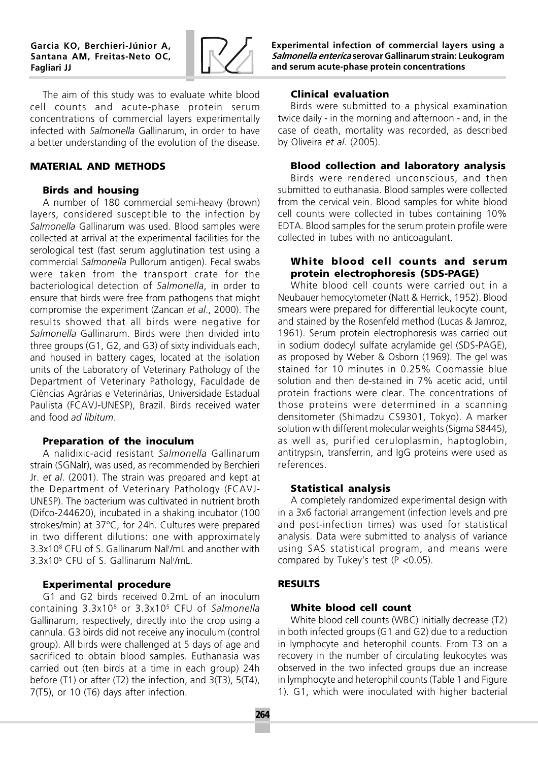The aim of this study was to evaluate white blood cell counts and acute-phase protein serum concentrations of commercial layers experimentally infected with *Salmonella* Gallinarum, in order to have a better understanding of the evolution of the disease.

## MATERIAL AND METHODS

### Birds and housing

A number of 180 commercial semi-heavy (brown) layers, considered susceptible to the infection by *Salmonella* Gallinarum was used. Blood samples were collected at arrival at the experimental facilities for the serological test (fast serum agglutination test using a commercial *Salmonella* Pullorum antigen). Fecal swabs were taken from the transport crate for the bacteriological detection of *Salmonella*, in order to ensure that birds were free from pathogens that might compromise the experiment (Zancan *et al*., 2000). The results showed that all birds were negative for *Salmonella* Gallinarum. Birds were then divided into three groups (G1, G2, and G3) of sixty individuals each, and housed in battery cages, located at the isolation units of the Laboratory of Veterinary Pathology of the Department of Veterinary Pathology, Faculdade de Ciências Agrárias e Veterinárias, Universidade Estadual Paulista (FCAVJ-UNESP), Brazil. Birds received water and food *ad libitum*.

### Preparation of the inoculum

A nalidixic-acid resistant *Salmonella* Gallinarum strain (SGNalr), was used, as recommended by Berchieri Jr. *et al*. (2001). The strain was prepared and kept at the Department of Veterinary Pathology (FCAVJ-UNESP). The bacterium was cultivated in nutrient broth (Difco-244620), incubated in a shaking incubator (100 strokes/min) at 37°C, for 24h. Cultures were prepared in two different dilutions: one with approximately $3.3 \times 10^8$ CFU of S. Gallinarum $Nal^r$/mL and another with $3.3 \times 10^5$ CFU of S. Gallinarum $Nal^r$/mL.

### Experimental procedure

G1 and G2 birds received 0.2mL of an inoculum containing $3.3 \times 10^8$ or $3.3 \times 10^5$ CFU of *Salmonella* Gallinarum, respectively, directly into the crop using a cannula. G3 birds did not receive any inoculum (control group). All birds were challenged at 5 days of age and sacrificed to obtain blood samples. Euthanasia was carried out (ten birds at a time in each group) 24h before (T1) or after (T2) the infection, and 3(T3), 5(T4), 7(T5), or 10 (T6) days after infection.

### Clinical evaluation

Birds were submitted to a physical examination twice daily - in the morning and afternoon - and, in the case of death, mortality was recorded, as described by Oliveira *et al*. (2005).

### Blood collection and laboratory analysis

Birds were rendered unconscious, and then submitted to euthanasia. Blood samples were collected from the cervical vein. Blood samples for white blood cell counts were collected in tubes containing 10% EDTA. Blood samples for the serum protein profile were collected in tubes with no anticoagulant.

### White blood cell counts and serum protein electrophoresis (SDS-PAGE)

White blood cell counts were carried out in a Neubauer hemocytometer (Natt & Herrick, 1952). Blood smears were prepared for differential leukocyte count, and stained by the Rosenfeld method (Lucas & Jamroz, 1961). Serum protein electrophoresis was carried out in sodium dodecyl sulfate acrylamide gel (SDS-PAGE), as proposed by Weber & Osborn (1969). The gel was stained for 10 minutes in 0.25% Coomassie blue solution and then de-stained in 7% acetic acid, until protein fractions were clear. The concentrations of those proteins were determined in a scanning densitometer (Shimadzu CS9301, Tokyo). A marker solution with different molecular weights (Sigma S8445), as well as, purified ceruloplasmin, haptoglobin, antitrypsin, transferrin, and IgG proteins were used as references.

### Statistical analysis

A completely randomized experimental design with in a 3x6 factorial arrangement (infection levels and pre and post-infection times) was used for statistical analysis. Data were submitted to analysis of variance using SAS statistical program, and means were compared by Tukey's test ($P < 0.05$).

## RESULTS

### White blood cell count

White blood cell counts (WBC) initially decrease (T2) in both infected groups (G1 and G2) due to a reduction in lymphocyte and heterophil counts. From T3 on a recovery in the number of circulating leukocytes was observed in the two infected groups due an increase in lymphocyte and heterophil counts (Table 1 and Figure 1). G1, which were inoculated with higher bacterial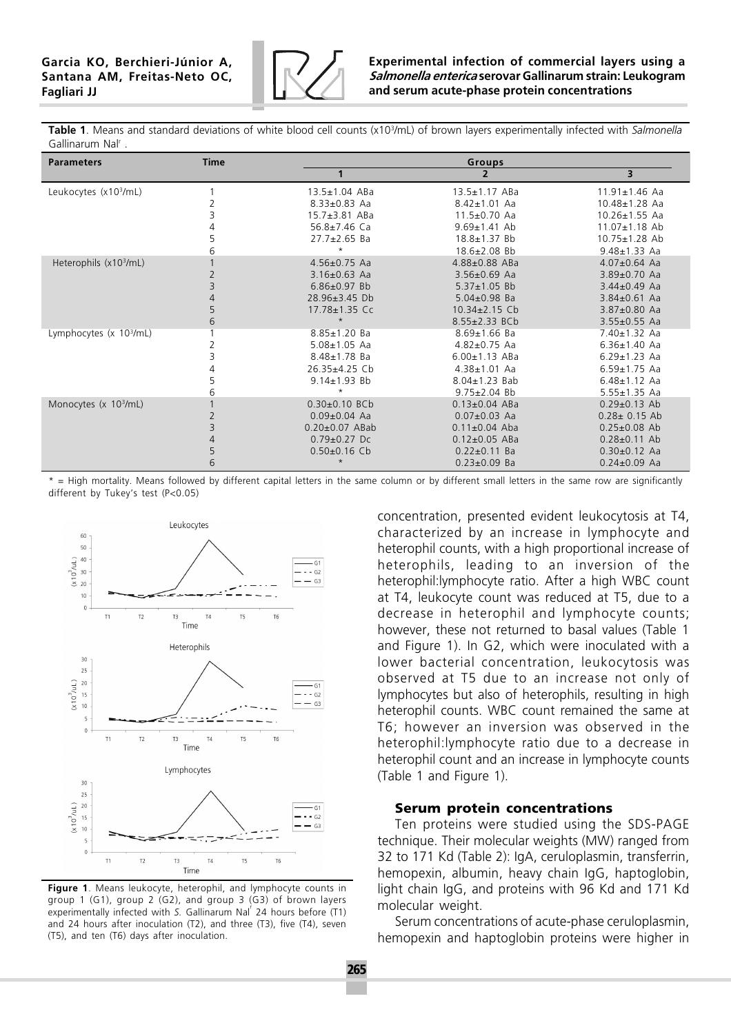**Table 1**. Means and standard deviations of white blood cell counts (x10$^3$/mL) of brown layers experimentally infected with *Salmonella* Gallinarum Nal$^r$ .

| Parameters | Time | Groups | | |
|---|---|---|---|---|
| | | 1 | 2 | 3 |
| Leukocytes (x10$^3$/mL) | 1 | 13.5±1.04 ABa | 13.5±1.17 ABa | 11.91±1.46 Aa |
| | 2 | 8.33±0.83 Aa | 8.42±1.01 Aa | 10.48±1.28 Aa |
| | 3 | 15.7±3.81 ABa | 11.5±0.70 Aa | 10.26±1.55 Aa |
| | 4 | 56.8±7.46 Ca | 9.69±1.41 Ab | 11.07±1.18 Ab |
| | 5 | 27.7±2.65 Ba | 18.8±1.37 Bb | 10.75±1.28 Ab |
| | 6 | * | 18.6±2.08 Bb | 9.48±1.33 Aa |
| Heterophils (x10$^3$/mL) | 1 | 4.56±0.75 Aa | 4.88±0.88 ABa | 4.07±0.64 Aa |
| | 2 | 3.16±0.63 Aa | 3.56±0.69 Aa | 3.89±0.70 Aa |
| | 3 | 6.86±0.97 Bb | 5.37±1.05 Bb | 3.44±0.49 Aa |
| | 4 | 28.96±3.45 Db | 5.04±0.98 Ba | 3.84±0.61 Aa |
| | 5 | 17.78±1.35 Cc | 10.34±2.15 Cb | 3.87±0.80 Aa |
| | 6 | * | 8.55±2.33 BCb | 3.55±0.55 Aa |
| Lymphocytes (x 10$^3$/mL) | 1 | 8.85±1.20 Ba | 8.69±1.66 Ba | 7.40±1.32 Aa |
| | 2 | 5.08±1.05 Aa | 4.82±0.75 Aa | 6.36±1.40 Aa |
| | 3 | 8.48±1.78 Ba | 6.00±1.13 ABa | 6.29±1.23 Aa |
| | 4 | 26.35±4.25 Cb | 4.38±1.01 Aa | 6.59±1.75 Aa |
| | 5 | 9.14±1.93 Bb | 8.04±1.23 Bab | 6.48±1.12 Aa |
| | 6 | * | 9.75±2.04 Bb | 5.55±1.35 Aa |
| Monocytes (x 10$^3$/mL) | 1 | 0.30±0.10 BCb | 0.13±0.04 ABa | 0.29±0.13 Ab |
| | 2 | 0.09±0.04 Aa | 0.07±0.03 Aa | 0.28± 0.15 Ab |
| | 3 | 0.20±0.07 ABab | 0.11±0.04 Aba | 0.25±0.08 Ab |
| | 4 | 0.79±0.27 Dc | 0.12±0.05 ABa | 0.28±0.11 Ab |
| | 5 | 0.50±0.16 Cb | 0.22±0.11 Ba | 0.30±0.12 Aa |
| | 6 | * | 0.23±0.09 Ba | 0.24±0.09 Aa |

* = High mortality. Means followed by different capital letters in the same column or by different small letters in the same row are significantly different by Tukey's test (P<0.05)

**Figure 1**. Means leukocyte, heterophil, and lymphocyte counts in group 1 (G1), group 2 (G2), and group 3 (G3) of brown layers experimentally infected with *S.* Gallinarum Nal$^r$ 24 hours before (T1) and 24 hours after inoculation (T2), and three (T3), five (T4), seven (T5), and ten (T6) days after inoculation.

concentration, presented evident leukocytosis at T4, characterized by an increase in lymphocyte and heterophil counts, with a high proportional increase of heterophils, leading to an inversion of the heterophil:lymphocyte ratio. After a high WBC count at T4, leukocyte count was reduced at T5, due to a decrease in heterophil and lymphocyte counts; however, these not returned to basal values (Table 1 and Figure 1). In G2, which were inoculated with a lower bacterial concentration, leukocytosis was observed at T5 due to an increase not only of lymphocytes but also of heterophils, resulting in high heterophil counts. WBC count remained the same at T6; however an inversion was observed in the heterophil:lymphocyte ratio due to a decrease in heterophil count and an increase in lymphocyte counts (Table 1 and Figure 1).

### Serum protein concentrations

Ten proteins were studied using the SDS-PAGE technique. Their molecular weights (MW) ranged from 32 to 171 Kd (Table 2): IgA, ceruloplasmin, transferrin, hemopexin, albumin, heavy chain IgG, haptoglobin, light chain IgG, and proteins with 96 Kd and 171 Kd molecular weight.

Serum concentrations of acute-phase ceruloplasmin, hemopexin and haptoglobin proteins were higher in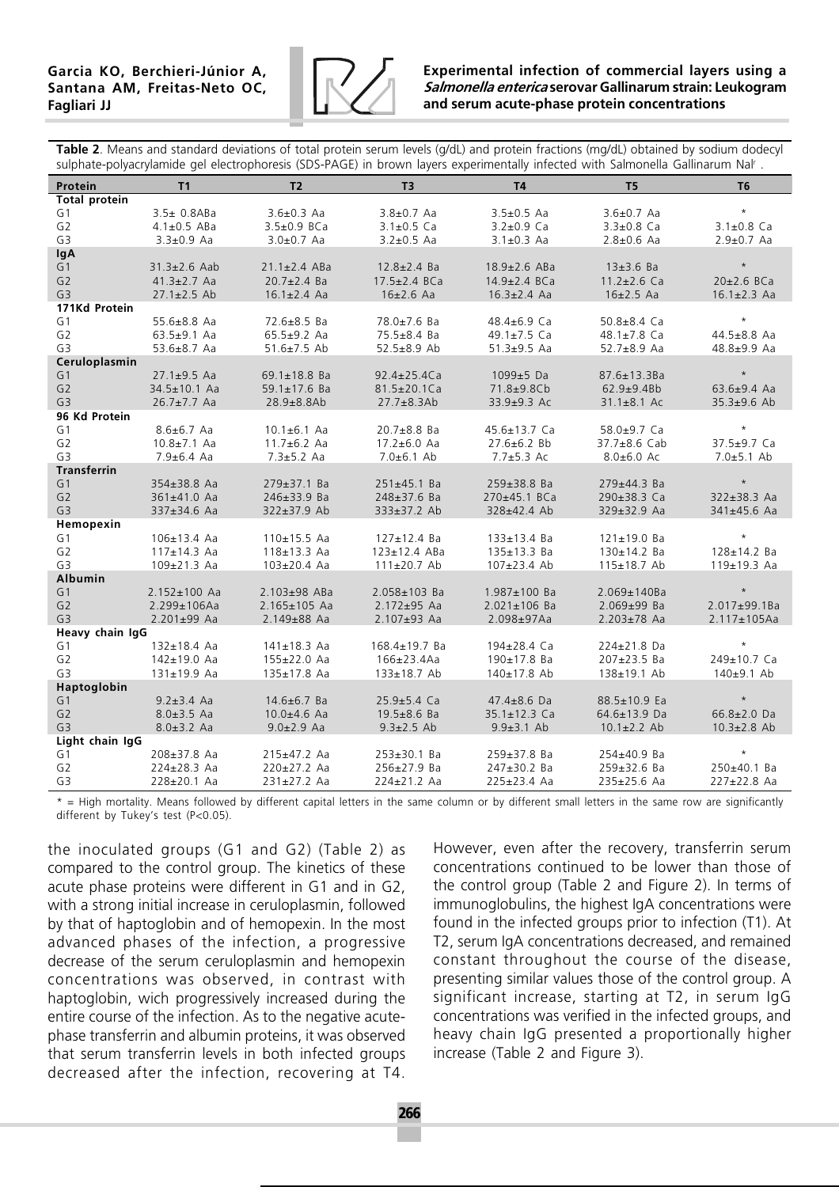**Table 2**. Means and standard deviations of total protein serum levels (g/dL) and protein fractions (mg/dL) obtained by sodium dodecyl sulphate-polyacrylamide gel electrophoresis (SDS-PAGE) in brown layers experimentally infected with Salmonella Gallinarum Nal$^r$ .

| Protein | T1 | T2 | T3 | T4 | T5 | T6 |
|---|---|---|---|---|---|---|
| **Total protein** | | | | | | |
| G1 | 3.5± 0.8ABa | 3.6±0.3 Aa | 3.8±0.7 Aa | 3.5±0.5 Aa | 3.6±0.7 Aa | * |
| G2 | 4.1±0.5 ABa | 3.5±0.9 BCa | 3.1±0.5 Ca | 3.2±0.9 Ca | 3.3±0.8 Ca | 3.1±0.8 Ca |
| G3 | 3.3±0.9 Aa | 3.0±0.7 Aa | 3.2±0.5 Aa | 3.1±0.3 Aa | 2.8±0.6 Aa | 2.9±0.7 Aa |
| **IgA** | | | | | | |
| G1 | 31.3±2.6 Aab | 21.1±2.4 ABa | 12.8±2.4 Ba | 18.9±2.6 ABa | 13±3.6 Ba | * |
| G2 | 41.3±2.7 Aa | 20.7±2.4 Ba | 17.5±2.4 BCa | 14.9±2.4 BCa | 11.2±2.6 Ca | 20±2.6 BCa |
| G3 | 27.1±2.5 Ab | 16.1±2.4 Aa | 16±2.6 Aa | 16.3±2.4 Aa | 16±2.5 Aa | 16.1±2.3 Aa |
| **171Kd Protein** | | | | | | |
| G1 | 55.6±8.8 Aa | 72.6±8.5 Ba | 78.0±7.6 Ba | 48.4±6.9 Ca | 50.8±8.4 Ca | * |
| G2 | 63.5±9.1 Aa | 65.5±9.2 Aa | 75.5±8.4 Ba | 49.1±7.5 Ca | 48.1±7.8 Ca | 44.5±8.8 Aa |
| G3 | 53.6±8.7 Aa | 51.6±7.5 Ab | 52.5±8.9 Ab | 51.3±9.5 Aa | 52.7±8.9 Aa | 48.8±9.9 Aa |
| **Ceruloplasmin** | | | | | | |
| G1 | 27.1±9.5 Aa | 69.1±18.8 Ba | 92.4±25.4Ca | 1099±5 Da | 87.6±13.3Ba | * |
| G2 | 34.5±10.1 Aa | 59.1±17.6 Ba | 81.5±20.1Ca | 71.8±9.8Cb | 62.9±9.4Bb | 63.6±9.4 Aa |
| G3 | 26.7±7.7 Aa | 28.9±8.8Ab | 27.7±8.3Ab | 33.9±9.3 Ac | 31.1±8.1 Ac | 35.3±9.6 Ab |
| **96 Kd Protein** | | | | | | |
| G1 | 8.6±6.7 Aa | 10.1±6.1 Aa | 20.7±8.8 Ba | 45.6±13.7 Ca | 58.0±9.7 Ca | * |
| G2 | 10.8±7.1 Aa | 11.7±6.2 Aa | 17.2±6.0 Aa | 27.6±6.2 Bb | 37.7±8.6 Cab | 37.5±9.7 Ca |
| G3 | 7.9±6.4 Aa | 7.3±5.2 Aa | 7.0±6.1 Ab | 7.7±5.3 Ac | 8.0±6.0 Ac | 7.0±5.1 Ab |
| **Transferrin** | | | | | | |
| G1 | 354±38.8 Aa | 279±37.1 Ba | 251±45.1 Ba | 259±38.8 Ba | 279±44.3 Ba | * |
| G2 | 361±41.0 Aa | 246±33.9 Ba | 248±37.6 Ba | 270±45.1 BCa | 290±38.3 Ca | 322±38.3 Aa |
| G3 | 337±34.6 Aa | 322±37.9 Ab | 333±37.2 Ab | 328±42.4 Ab | 329±32.9 Aa | 341±45.6 Aa |
| **Hemopexin** | | | | | | |
| G1 | 106±13.4 Aa | 110±15.5 Aa | 127±12.4 Ba | 133±13.4 Ba | 121±19.0 Ba | * |
| G2 | 117±14.3 Aa | 118±13.3 Aa | 123±12.4 ABa | 135±13.3 Ba | 130±14.2 Ba | 128±14.2 Ba |
| G3 | 109±21.3 Aa | 103±20.4 Aa | 111±20.7 Ab | 107±23.4 Ab | 115±18.7 Ab | 119±19.3 Aa |
| **Albumin** | | | | | | |
| G1 | 2.152±100 Aa | 2.103±98 ABa | 2.058±103 Ba | 1.987±100 Ba | 2.069±140Ba | * |
| G2 | 2.299±106Aa | 2.165±105 Aa | 2.172±95 Aa | 2.021±106 Ba | 2.069±99 Ba | 2.017±99.1Ba |
| G3 | 2.201±99 Aa | 2.149±88 Aa | 2.107±93 Aa | 2.098±97Aa | 2.203±78 Aa | 2.117±105Aa |
| **Heavy chain IgG** | | | | | | |
| G1 | 132±18.4 Aa | 141±18.3 Aa | 168.4±19.7 Ba | 194±28.4 Ca | 224±21.8 Da | * |
| G2 | 142±19.0 Aa | 155±22.0 Aa | 166±23.4Aa | 190±17.8 Ba | 207±23.5 Ba | 249±10.7 Ca |
| G3 | 131±19.9 Aa | 135±17.8 Aa | 133±18.7 Ab | 140±17.8 Ab | 138±19.1 Ab | 140±9.1 Ab |
| **Haptoglobin** | | | | | | |
| G1 | 9.2±3.4 Aa | 14.6±6.7 Ba | 25.9±5.4 Ca | 47.4±8.6 Da | 88.5±10.9 Ea | * |
| G2 | 8.0±3.5 Aa | 10.0±4.6 Aa | 19.5±8.6 Ba | 35.1±12.3 Ca | 64.6±13.9 Da | 66.8±2.0 Da |
| G3 | 8.0±3.2 Aa | 9.0±2.9 Aa | 9.3±2.5 Ab | 9.9±3.1 Ab | 10.1±2.2 Ab | 10.3±2.8 Ab |
| **Light chain IgG** | | | | | | |
| G1 | 208±37.8 Aa | 215±47.2 Aa | 253±30.1 Ba | 259±37.8 Ba | 254±40.9 Ba | * |
| G2 | 224±28.3 Aa | 220±27.2 Aa | 256±27.9 Ba | 247±30.2 Ba | 259±32.6 Ba | 250±40.1 Ba |
| G3 | 228±20.1 Aa | 231±27.2 Aa | 224±21.2 Aa | 225±23.4 Aa | 235±25.6 Aa | 227±22.8 Aa |

* = High mortality. Means followed by different capital letters in the same column or by different small letters in the same row are significantly different by Tukey's test (P<0.05).

the inoculated groups (G1 and G2) (Table 2) as compared to the control group. The kinetics of these acute phase proteins were different in G1 and in G2, with a strong initial increase in ceruloplasmin, followed by that of haptoglobin and of hemopexin. In the most advanced phases of the infection, a progressive decrease of the serum ceruloplasmin and hemopexin concentrations was observed, in contrast with haptoglobin, wich progressively increased during the entire course of the infection. As to the negative acute-phase transferrin and albumin proteins, it was observed that serum transferrin levels in both infected groups decreased after the infection, recovering at T4. However, even after the recovery, transferrin serum concentrations continued to be lower than those of the control group (Table 2 and Figure 2). In terms of immunoglobulins, the highest IgA concentrations were found in the infected groups prior to infection (T1). At T2, serum IgA concentrations decreased, and remained constant throughout the course of the disease, presenting similar values those of the control group. A significant increase, starting at T2, in serum IgG concentrations was verified in the infected groups, and heavy chain IgG presented a proportionally higher increase (Table 2 and Figure 3).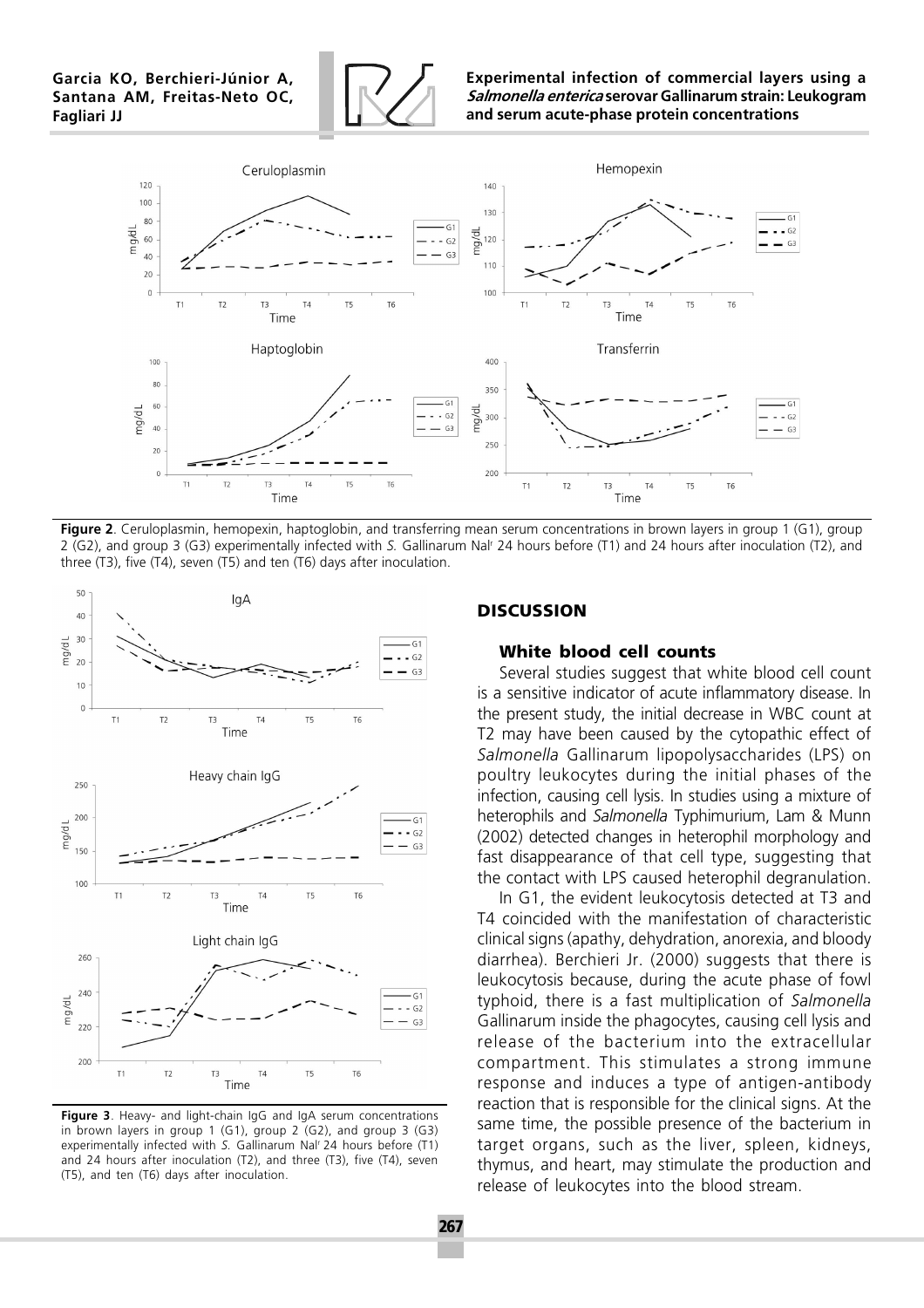**Figure 2**. Ceruloplasmin, hemopexin, haptoglobin, and transferring mean serum concentrations in brown layers in group 1 (G1), group 2 (G2), and group 3 (G3) experimentally infected with *S.* Gallinarum Nal[r] 24 hours before (T1) and 24 hours after inoculation (T2), and three (T3), five (T4), seven (T5) and ten (T6) days after inoculation.

**Figure 3**. Heavy- and light-chain IgG and IgA serum concentrations in brown layers in group 1 (G1), group 2 (G2), and group 3 (G3) experimentally infected with *S.* Gallinarum Nal[r] 24 hours before (T1) and 24 hours after inoculation (T2), and three (T3), five (T4), seven (T5), and ten (T6) days after inoculation.

## DISCUSSION

### White blood cell counts

Several studies suggest that white blood cell count is a sensitive indicator of acute inflammatory disease. In the present study, the initial decrease in WBC count at T2 may have been caused by the cytopathic effect of *Salmonella* Gallinarum lipopolysaccharides (LPS) on poultry leukocytes during the initial phases of the infection, causing cell lysis. In studies using a mixture of heterophils and *Salmonella* Typhimurium, Lam & Munn (2002) detected changes in heterophil morphology and fast disappearance of that cell type, suggesting that the contact with LPS caused heterophil degranulation.

In G1, the evident leukocytosis detected at T3 and T4 coincided with the manifestation of characteristic clinical signs (apathy, dehydration, anorexia, and bloody diarrhea). Berchieri Jr. (2000) suggests that there is leukocytosis because, during the acute phase of fowl typhoid, there is a fast multiplication of *Salmonella* Gallinarum inside the phagocytes, causing cell lysis and release of the bacterium into the extracellular compartment. This stimulates a strong immune response and induces a type of antigen-antibody reaction that is responsible for the clinical signs. At the same time, the possible presence of the bacterium in target organs, such as the liver, spleen, kidneys, thymus, and heart, may stimulate the production and release of leukocytes into the blood stream.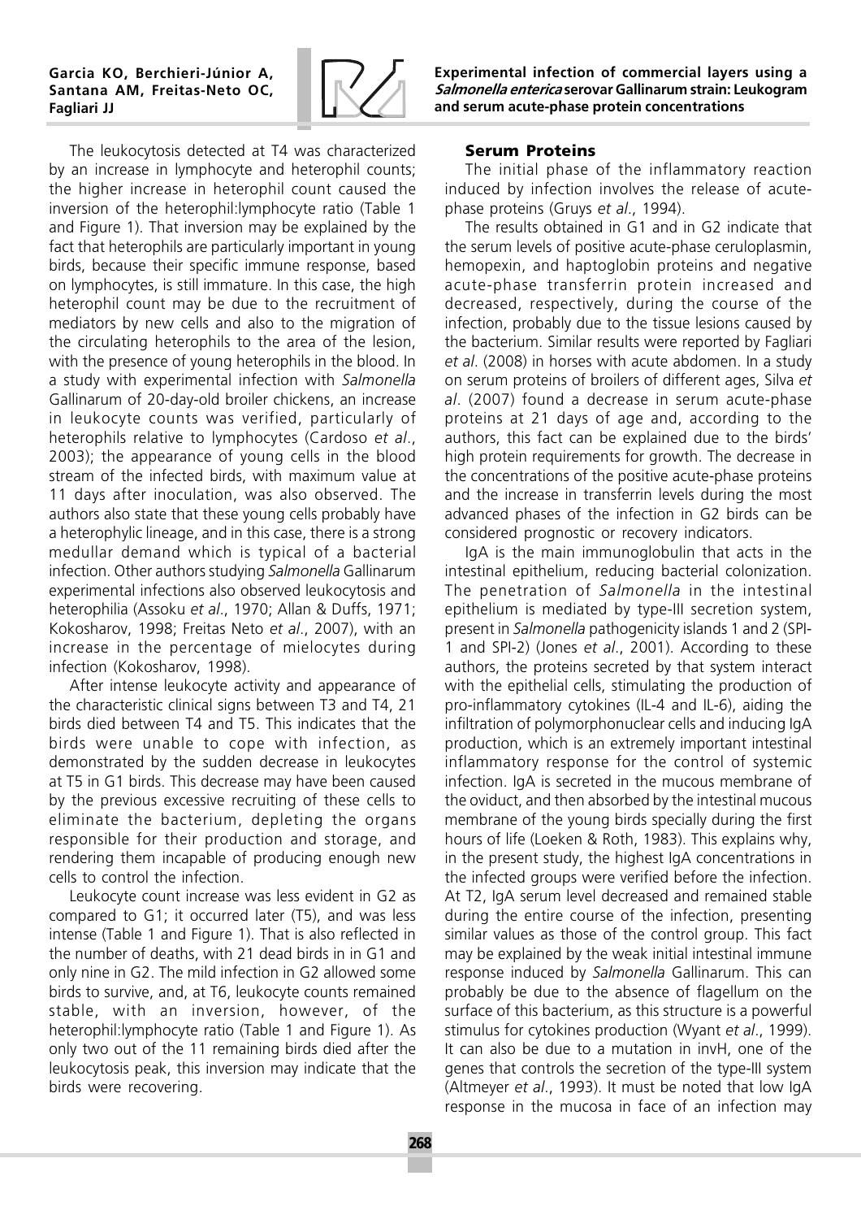The leukocytosis detected at T4 was characterized by an increase in lymphocyte and heterophil counts; the higher increase in heterophil count caused the inversion of the heterophil:lymphocyte ratio (Table 1 and Figure 1). That inversion may be explained by the fact that heterophils are particularly important in young birds, because their specific immune response, based on lymphocytes, is still immature. In this case, the high heterophil count may be due to the recruitment of mediators by new cells and also to the migration of the circulating heterophils to the area of the lesion, with the presence of young heterophils in the blood. In a study with experimental infection with *Salmonella* Gallinarum of 20-day-old broiler chickens, an increase in leukocyte counts was verified, particularly of heterophils relative to lymphocytes (Cardoso *et al*., 2003); the appearance of young cells in the blood stream of the infected birds, with maximum value at 11 days after inoculation, was also observed. The authors also state that these young cells probably have a heterophylic lineage, and in this case, there is a strong medullar demand which is typical of a bacterial infection. Other authors studying *Salmonella* Gallinarum experimental infections also observed leukocytosis and heterophilia (Assoku *et al*., 1970; Allan & Duffs, 1971; Kokosharov, 1998; Freitas Neto *et al*., 2007), with an increase in the percentage of mielocytes during infection (Kokosharov, 1998).

After intense leukocyte activity and appearance of the characteristic clinical signs between T3 and T4, 21 birds died between T4 and T5. This indicates that the birds were unable to cope with infection, as demonstrated by the sudden decrease in leukocytes at T5 in G1 birds. This decrease may have been caused by the previous excessive recruiting of these cells to eliminate the bacterium, depleting the organs responsible for their production and storage, and rendering them incapable of producing enough new cells to control the infection.

Leukocyte count increase was less evident in G2 as compared to G1; it occurred later (T5), and was less intense (Table 1 and Figure 1). That is also reflected in the number of deaths, with 21 dead birds in in G1 and only nine in G2. The mild infection in G2 allowed some birds to survive, and, at T6, leukocyte counts remained stable, with an inversion, however, of the heterophil:lymphocyte ratio (Table 1 and Figure 1). As only two out of the 11 remaining birds died after the leukocytosis peak, this inversion may indicate that the birds were recovering.

### Serum Proteins

The initial phase of the inflammatory reaction induced by infection involves the release of acute-phase proteins (Gruys *et al*., 1994).

The results obtained in G1 and in G2 indicate that the serum levels of positive acute-phase ceruloplasmin, hemopexin, and haptoglobin proteins and negative acute-phase transferrin protein increased and decreased, respectively, during the course of the infection, probably due to the tissue lesions caused by the bacterium. Similar results were reported by Fagliari *et al*. (2008) in horses with acute abdomen. In a study on serum proteins of broilers of different ages, Silva *et al*. (2007) found a decrease in serum acute-phase proteins at 21 days of age and, according to the authors, this fact can be explained due to the birds' high protein requirements for growth. The decrease in the concentrations of the positive acute-phase proteins and the increase in transferrin levels during the most advanced phases of the infection in G2 birds can be considered prognostic or recovery indicators.

IgA is the main immunoglobulin that acts in the intestinal epithelium, reducing bacterial colonization. The penetration of *Salmonella* in the intestinal epithelium is mediated by type-III secretion system, present in *Salmonella* pathogenicity islands 1 and 2 (SPI-1 and SPI-2) (Jones *et al*., 2001). According to these authors, the proteins secreted by that system interact with the epithelial cells, stimulating the production of pro-inflammatory cytokines (IL-4 and IL-6), aiding the infiltration of polymorphonuclear cells and inducing IgA production, which is an extremely important intestinal inflammatory response for the control of systemic infection. IgA is secreted in the mucous membrane of the oviduct, and then absorbed by the intestinal mucous membrane of the young birds specially during the first hours of life (Loeken & Roth, 1983). This explains why, in the present study, the highest IgA concentrations in the infected groups were verified before the infection. At T2, IgA serum level decreased and remained stable during the entire course of the infection, presenting similar values as those of the control group. This fact may be explained by the weak initial intestinal immune response induced by *Salmonella* Gallinarum. This can probably be due to the absence of flagellum on the surface of this bacterium, as this structure is a powerful stimulus for cytokines production (Wyant *et al*., 1999). It can also be due to a mutation in invH, one of the genes that controls the secretion of the type-III system (Altmeyer *et al*., 1993). It must be noted that low IgA response in the mucosa in face of an infection may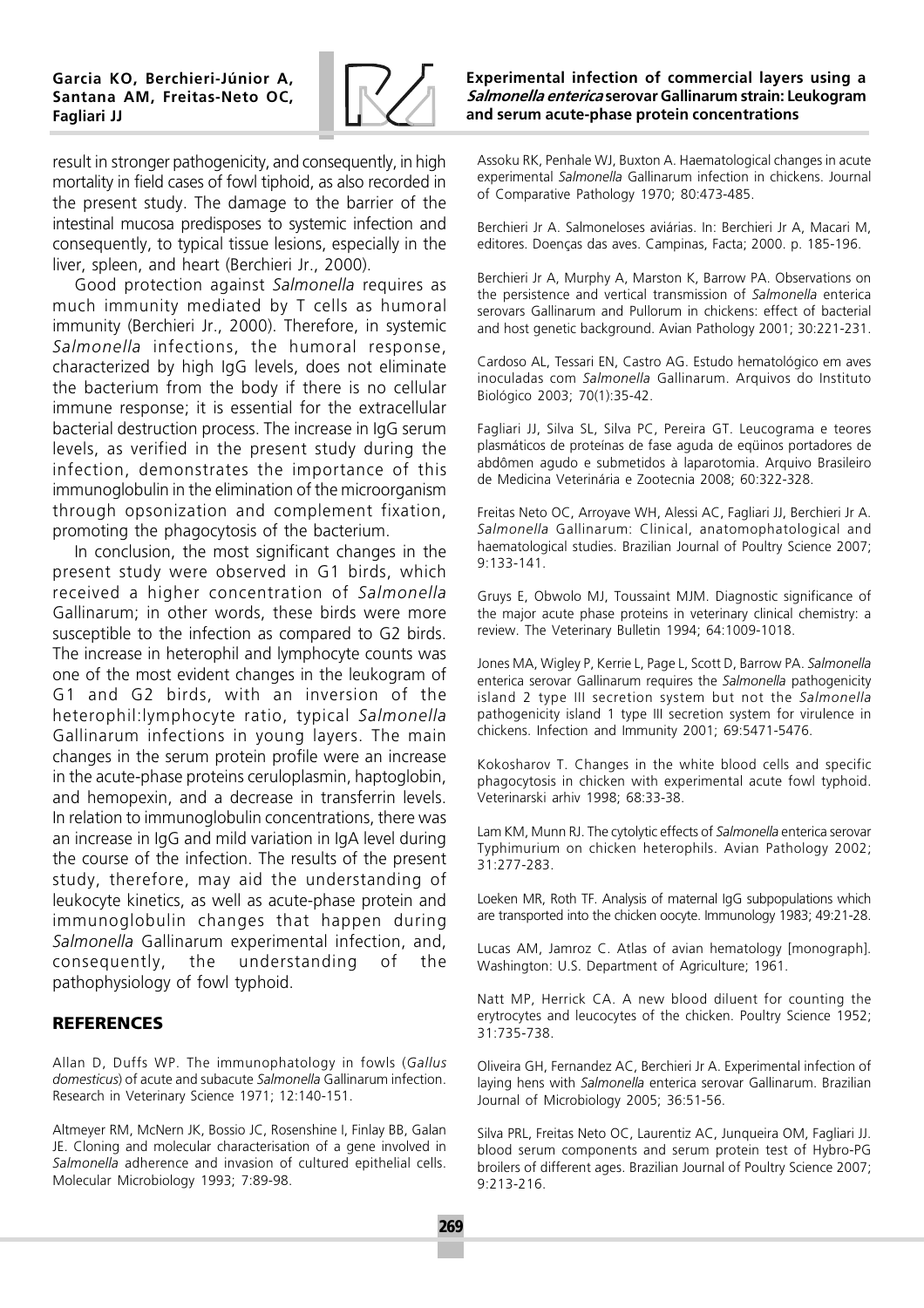result in stronger pathogenicity, and consequently, in high mortality in field cases of fowl tiphoid, as also recorded in the present study. The damage to the barrier of the intestinal mucosa predisposes to systemic infection and consequently, to typical tissue lesions, especially in the liver, spleen, and heart (Berchieri Jr., 2000).

Good protection against *Salmonella* requires as much immunity mediated by T cells as humoral immunity (Berchieri Jr., 2000). Therefore, in systemic *Salmonella* infections, the humoral response, characterized by high IgG levels, does not eliminate the bacterium from the body if there is no cellular immune response; it is essential for the extracellular bacterial destruction process. The increase in IgG serum levels, as verified in the present study during the infection, demonstrates the importance of this immunoglobulin in the elimination of the microorganism through opsonization and complement fixation, promoting the phagocytosis of the bacterium.

In conclusion, the most significant changes in the present study were observed in G1 birds, which received a higher concentration of *Salmonella* Gallinarum; in other words, these birds were more susceptible to the infection as compared to G2 birds. The increase in heterophil and lymphocyte counts was one of the most evident changes in the leukogram of G1 and G2 birds, with an inversion of the heterophil:lymphocyte ratio, typical *Salmonella* Gallinarum infections in young layers. The main changes in the serum protein profile were an increase in the acute-phase proteins ceruloplasmin, haptoglobin, and hemopexin, and a decrease in transferrin levels. In relation to immunoglobulin concentrations, there was an increase in IgG and mild variation in IgA level during the course of the infection. The results of the present study, therefore, may aid the understanding of leukocyte kinetics, as well as acute-phase protein and immunoglobulin changes that happen during *Salmonella* Gallinarum experimental infection, and, consequently, the understanding of the pathophysiology of fowl typhoid.

## REFERENCES

Allan D, Duffs WP. The immunophatology in fowls (*Gallus domesticus*) of acute and subacute *Salmonella* Gallinarum infection. Research in Veterinary Science 1971; 12:140-151.

Altmeyer RM, McNern JK, Bossio JC, Rosenshine I, Finlay BB, Galan JE. Cloning and molecular characterisation of a gene involved in *Salmonella* adherence and invasion of cultured epithelial cells. Molecular Microbiology 1993; 7:89-98.

Assoku RK, Penhale WJ, Buxton A. Haematological changes in acute experimental *Salmonella* Gallinarum infection in chickens. Journal of Comparative Pathology 1970; 80:473-485.

Berchieri Jr A. Salmoneloses aviárias. In: Berchieri Jr A, Macari M, editores. Doenças das aves. Campinas, Facta; 2000. p. 185-196.

Berchieri Jr A, Murphy A, Marston K, Barrow PA. Observations on the persistence and vertical transmission of *Salmonella* enterica serovars Gallinarum and Pullorum in chickens: effect of bacterial and host genetic background. Avian Pathology 2001; 30:221-231.

Cardoso AL, Tessari EN, Castro AG. Estudo hematológico em aves inoculadas com *Salmonella* Gallinarum. Arquivos do Instituto Biológico 2003; 70(1):35-42.

Fagliari JJ, Silva SL, Silva PC, Pereira GT. Leucograma e teores plasmáticos de proteínas de fase aguda de eqüinos portadores de abdômen agudo e submetidos à laparotomia. Arquivo Brasileiro de Medicina Veterinária e Zootecnia 2008; 60:322-328.

Freitas Neto OC, Arroyave WH, Alessi AC, Fagliari JJ, Berchieri Jr A. *Salmonella* Gallinarum: Clinical, anatomophatological and haematological studies. Brazilian Journal of Poultry Science 2007; 9:133-141.

Gruys E, Obwolo MJ, Toussaint MJM. Diagnostic significance of the major acute phase proteins in veterinary clinical chemistry: a review. The Veterinary Bulletin 1994; 64:1009-1018.

Jones MA, Wigley P, Kerrie L, Page L, Scott D, Barrow PA. *Salmonella* enterica serovar Gallinarum requires the *Salmonella* pathogenicity island 2 type III secretion system but not the *Salmonella* pathogenicity island 1 type III secretion system for virulence in chickens. Infection and Immunity 2001; 69:5471-5476.

Kokosharov T. Changes in the white blood cells and specific phagocytosis in chicken with experimental acute fowl typhoid. Veterinarski arhiv 1998; 68:33-38.

Lam KM, Munn RJ. The cytolytic effects of *Salmonella* enterica serovar Typhimurium on chicken heterophils. Avian Pathology 2002; 31:277-283.

Loeken MR, Roth TF. Analysis of maternal IgG subpopulations which are transported into the chicken oocyte. Immunology 1983; 49:21-28.

Lucas AM, Jamroz C. Atlas of avian hematology [monograph]. Washington: U.S. Department of Agriculture; 1961.

Natt MP, Herrick CA. A new blood diluent for counting the erytrocytes and leucocytes of the chicken. Poultry Science 1952; 31:735-738.

Oliveira GH, Fernandez AC, Berchieri Jr A. Experimental infection of laying hens with *Salmonella* enterica serovar Gallinarum. Brazilian Journal of Microbiology 2005; 36:51-56.

Silva PRL, Freitas Neto OC, Laurentiz AC, Junqueira OM, Fagliari JJ. blood serum components and serum protein test of Hybro-PG broilers of different ages. Brazilian Journal of Poultry Science 2007; 9:213-216.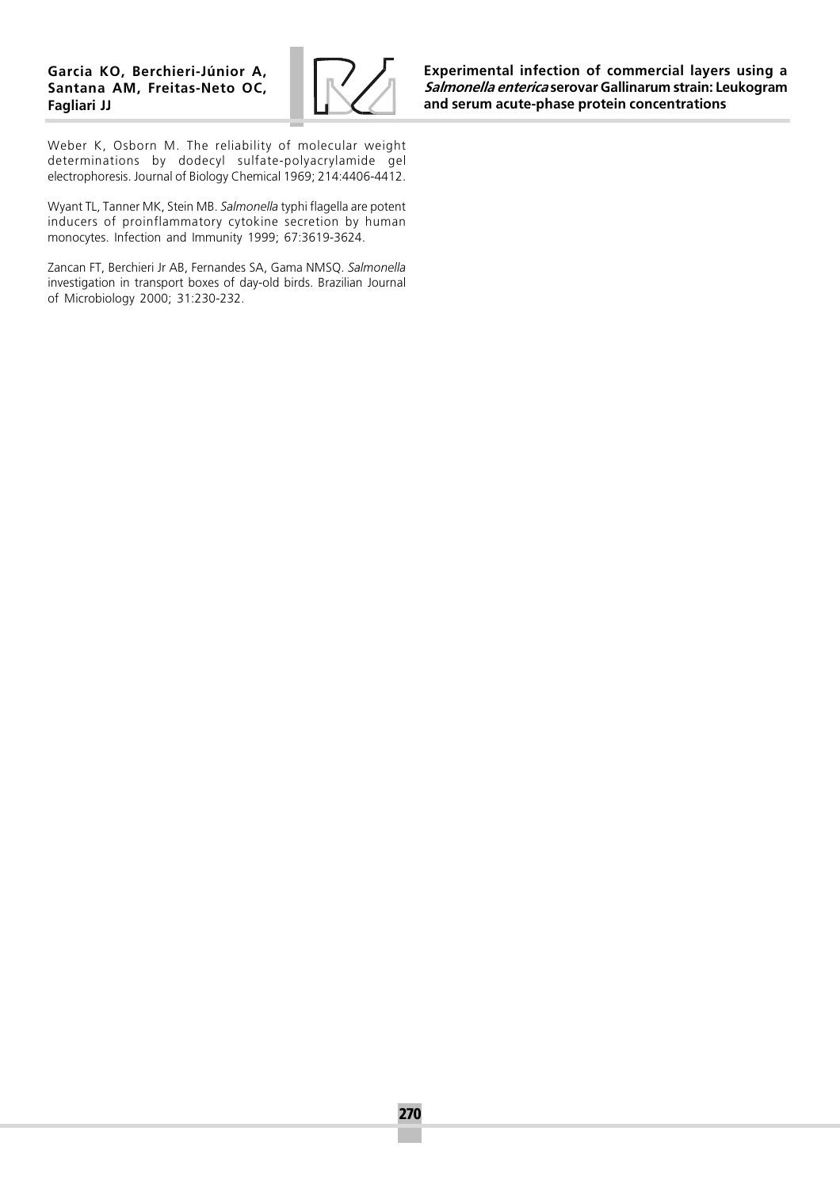Weber K, Osborn M. The reliability of molecular weight determinations by dodecyl sulfate-polyacrylamide gel electrophoresis. Journal of Biology Chemical 1969; 214:4406-4412.

Wyant TL, Tanner MK, Stein MB. *Salmonella* typhi flagella are potent inducers of proinflammatory cytokine secretion by human monocytes. Infection and Immunity 1999; 67:3619-3624.

Zancan FT, Berchieri Jr AB, Fernandes SA, Gama NMSQ. *Salmonella* investigation in transport boxes of day-old birds. Brazilian Journal of Microbiology 2000; 31:230-232.